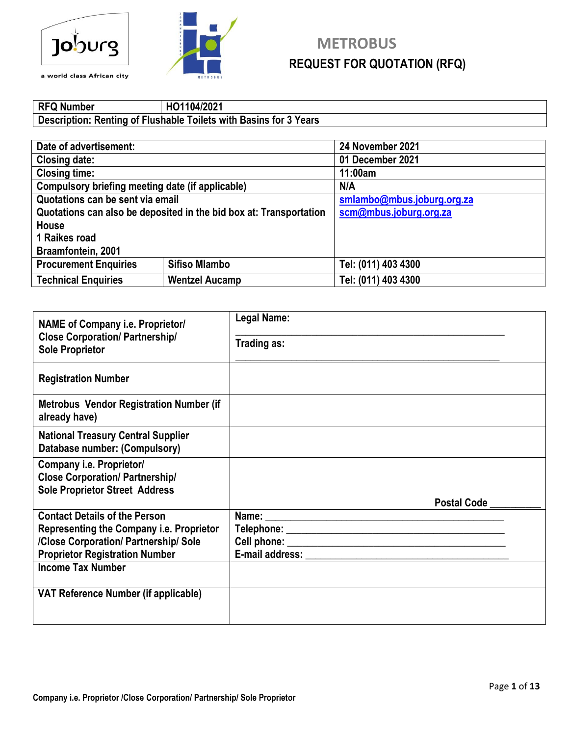# METROBUS

## REQUEST FOR QUOTATION (RFQ)

| RFQ Number | HO1104/2021 |
|---|---|
| Description: Renting of Flushable Toilets with Basins for 3 Years | |

| Date of advertisement: | | 24 November 2021 |
|---|---|---|
| Closing date: | | 01 December 2021 |
| Closing time: | | 11:00am |
| Compulsory briefing meeting date (if applicable) | | N/A |
| Quotations can be sent via email<br>Quotations can also be deposited in the bid box at: Transportation House<br>1 Raikes road<br>Braamfontein, 2001 | | smlambo@mbus.joburg.org.za<br>scm@mbus.joburg.org.za |
| Procurement Enquiries | Sifiso Mlambo | Tel: (011) 403 4300 |
| Technical Enquiries | Wentzel Aucamp | Tel: (011) 403 4300 |

| NAME of Company i.e. Proprietor/ Close Corporation/ Partnership/ Sole Proprietor | Legal Name: ___________________________<br>Trading as: ___________________________ |
|---|---|
| Registration Number | |
| Metrobus Vendor Registration Number (if already have) | |
| National Treasury Central Supplier Database number: (Compulsory) | |
| Company i.e. Proprietor/ Close Corporation/ Partnership/ Sole Proprietor Street Address | Postal Code __________ |
| Contact Details of the Person Representing the Company i.e. Proprietor /Close Corporation/ Partnership/ Sole Proprietor Registration Number | Name: ___________________________<br>Telephone: ___________________________<br>Cell phone: ___________________________<br>E-mail address: ___________________________ |
| Income Tax Number | |
| VAT Reference Number (if applicable) | |

Company i.e. Proprietor /Close Corporation/ Partnership/ Sole Proprietor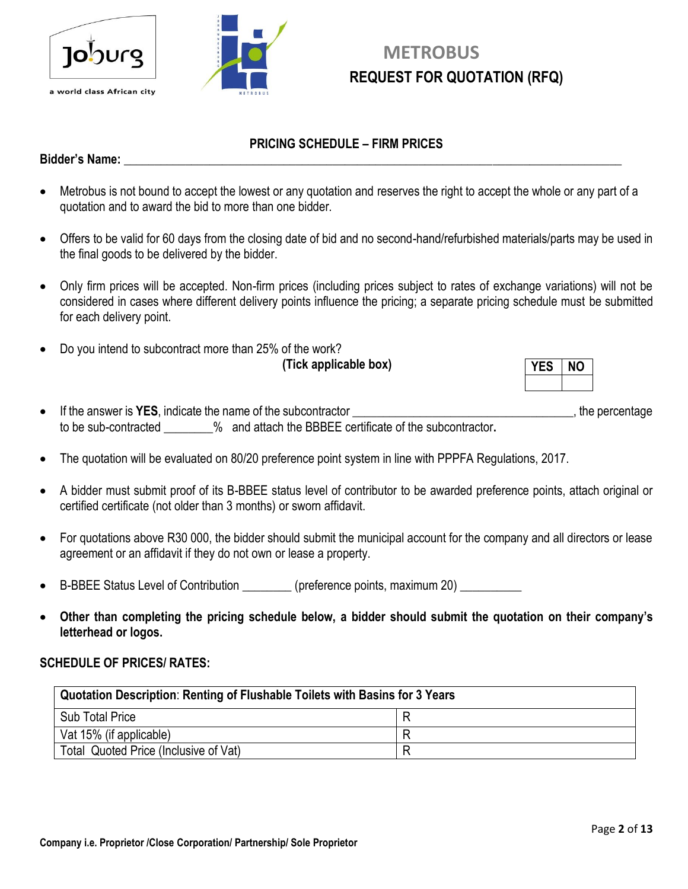# METROBUS

## REQUEST FOR QUOTATION (RFQ)

### PRICING SCHEDULE – FIRM PRICES

**Bidder's Name:** ______________________________________________________________________________

- Metrobus is not bound to accept the lowest or any quotation and reserves the right to accept the whole or any part of a quotation and to award the bid to more than one bidder.

- Offers to be valid for 60 days from the closing date of bid and no second-hand/refurbished materials/parts may be used in the final goods to be delivered by the bidder.

- Only firm prices will be accepted. Non-firm prices (including prices subject to rates of exchange variations) will not be considered in cases where different delivery points influence the pricing; a separate pricing schedule must be submitted for each delivery point.

- Do you intend to subcontract more than 25% of the work?
  **(Tick applicable box)**

| YES | NO |
| --- | --- |
| | |

- If the answer is **YES**, indicate the name of the subcontractor ___________________________________, the percentage to be sub-contracted ________% and attach the BBBEE certificate of the subcontractor**.**

- The quotation will be evaluated on 80/20 preference point system in line with PPPFA Regulations, 2017.

- A bidder must submit proof of its B-BBEE status level of contributor to be awarded preference points, attach original or certified certificate (not older than 3 months) or sworn affidavit.

- For quotations above R30 000, the bidder should submit the municipal account for the company and all directors or lease agreement or an affidavit if they do not own or lease a property.

- B-BBEE Status Level of Contribution ________ (preference points, maximum 20) __________

- **Other than completing the pricing schedule below, a bidder should submit the quotation on their company's letterhead or logos.**

**SCHEDULE OF PRICES/ RATES:**

| **Quotation Description**: **Renting of Flushable Toilets with Basins for 3 Years** | |
| --- | --- |
| Sub Total Price | R |
| Vat 15% (if applicable) | R |
| Total Quoted Price (Inclusive of Vat) | R |

**Company i.e. Proprietor /Close Corporation/ Partnership/ Sole Proprietor**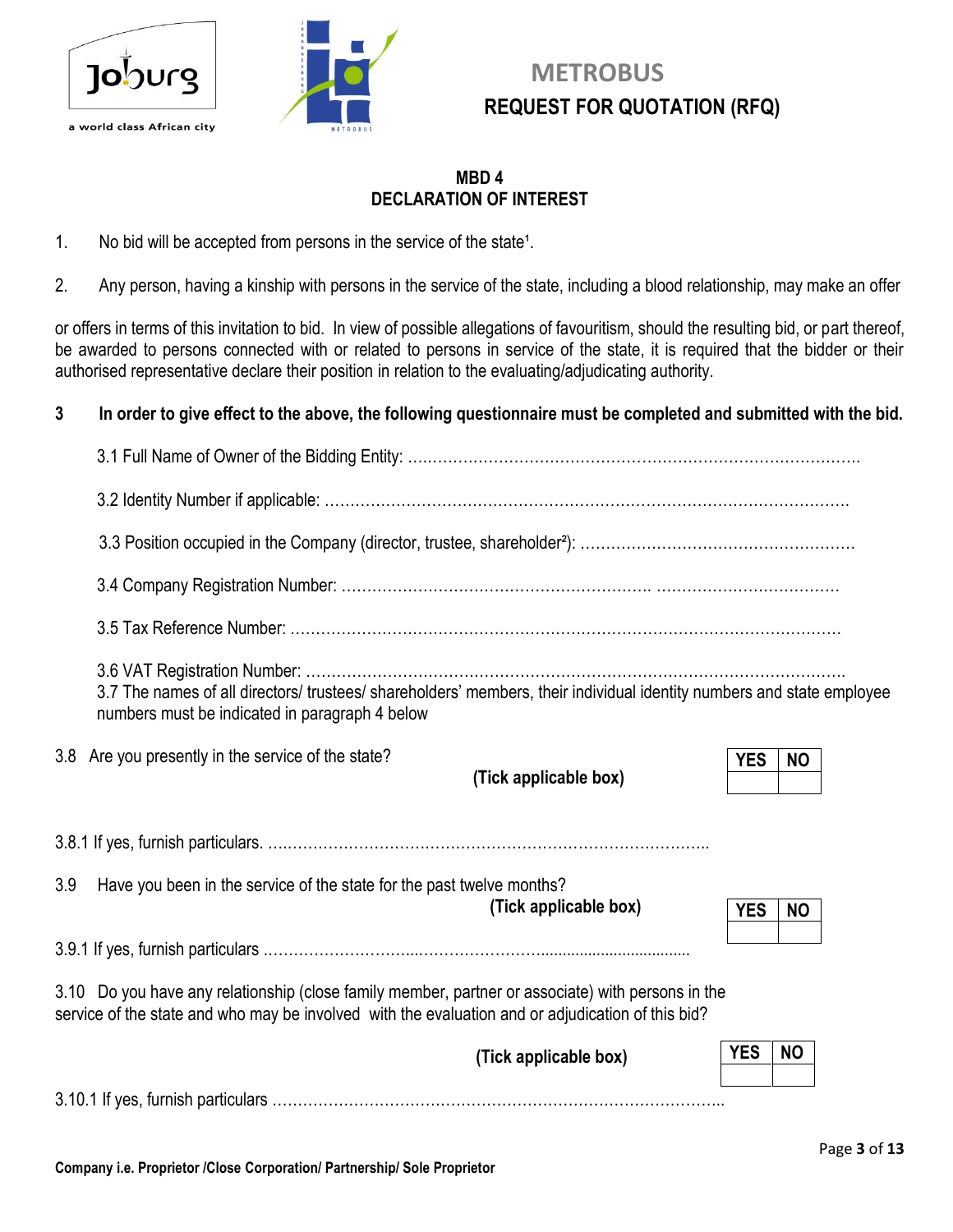# METROBUS

## REQUEST FOR QUOTATION (RFQ)

### MBD 4
### DECLARATION OF INTEREST

1. No bid will be accepted from persons in the service of the state[1].

2. Any person, having a kinship with persons in the service of the state, including a blood relationship, may make an offer

or offers in terms of this invitation to bid. In view of possible allegations of favouritism, should the resulting bid, or part thereof, be awarded to persons connected with or related to persons in service of the state, it is required that the bidder or their authorised representative declare their position in relation to the evaluating/adjudicating authority.

**3 In order to give effect to the above, the following questionnaire must be completed and submitted with the bid.**

3.1 Full Name of Owner of the Bidding Entity: ……………………………………………………………………………

3.2 Identity Number if applicable: ……………………………………………………………………………………

3.3 Position occupied in the Company (director, trustee, shareholder[2]): ………………………………………………

3.4 Company Registration Number: ……………………………………………… ………………………………

3.5 Tax Reference Number: ……………………………………………………………………………………………

3.6 VAT Registration Number: ……………………………………………………………………………………………

3.7 The names of all directors/ trustees/ shareholders' members, their individual identity numbers and state employee numbers must be indicated in paragraph 4 below

3.8 Are you presently in the service of the state? **(Tick applicable box)**

| YES | NO |
|---|---|
| | |

3.8.1 If yes, furnish particulars. ……………………………………………………………………………

3.9 Have you been in the service of the state for the past twelve months? **(Tick applicable box)**

| YES | NO |
|---|---|
| | |

3.9.1 If yes, furnish particulars ……………………………………………………………………………

3.10 Do you have any relationship (close family member, partner or associate) with persons in the service of the state and who may be involved with the evaluation and or adjudication of this bid?

**(Tick applicable box)**

| YES | NO |
|---|---|
| | |

3.10.1 If yes, furnish particulars ……………………………………………………………………………

**Company i.e. Proprietor /Close Corporation/ Partnership/ Sole Proprietor**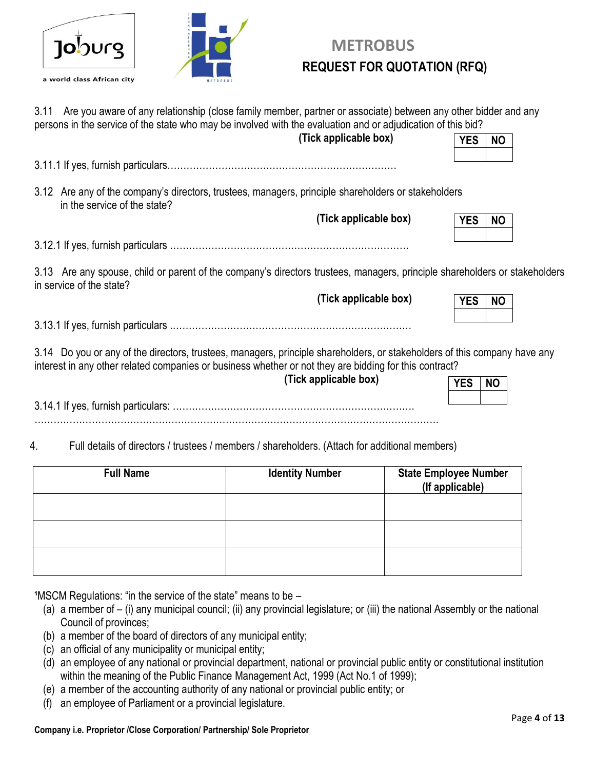3.11 Are you aware of any relationship (close family member, partner or associate) between any other bidder and any persons in the service of the state who may be involved with the evaluation and or adjudication of this bid?

**(Tick applicable box)**

| YES | NO |
|---|---|
| | |

3.11.1 If yes, furnish particulars………………………………………………………………

3.12 Are any of the company's directors, trustees, managers, principle shareholders or stakeholders in the service of the state?

**(Tick applicable box)**

| YES | NO |
|---|---|
| | |

3.12.1 If yes, furnish particulars …………………………………………………………………

3.13 Are any spouse, child or parent of the company's directors trustees, managers, principle shareholders or stakeholders in service of the state?

**(Tick applicable box)**

| YES | NO |
|---|---|
| | |

3.13.1 If yes, furnish particulars …………………………………………………………………

3.14 Do you or any of the directors, trustees, managers, principle shareholders, or stakeholders of this company have any interest in any other related companies or business whether or not they are bidding for this contract?

**(Tick applicable box)**

| YES | NO |
|---|---|
| | |

3.14.1 If yes, furnish particulars: ………………………………………………………………….
……………………………………………………………………………………………………………

4. Full details of directors / trustees / members / shareholders. (Attach for additional members)

| Full Name | Identity Number | State Employee Number (If applicable) |
|---|---|---|
| | | |
| | | |
| | | |

[1]MSCM Regulations: "in the service of the state" means to be –

(a) a member of – (i) any municipal council; (ii) any provincial legislature; or (iii) the national Assembly or the national Council of provinces;
(b) a member of the board of directors of any municipal entity;
(c) an official of any municipality or municipal entity;
(d) an employee of any national or provincial department, national or provincial public entity or constitutional institution within the meaning of the Public Finance Management Act, 1999 (Act No.1 of 1999);
(e) a member of the accounting authority of any national or provincial public entity; or
(f) an employee of Parliament or a provincial legislature.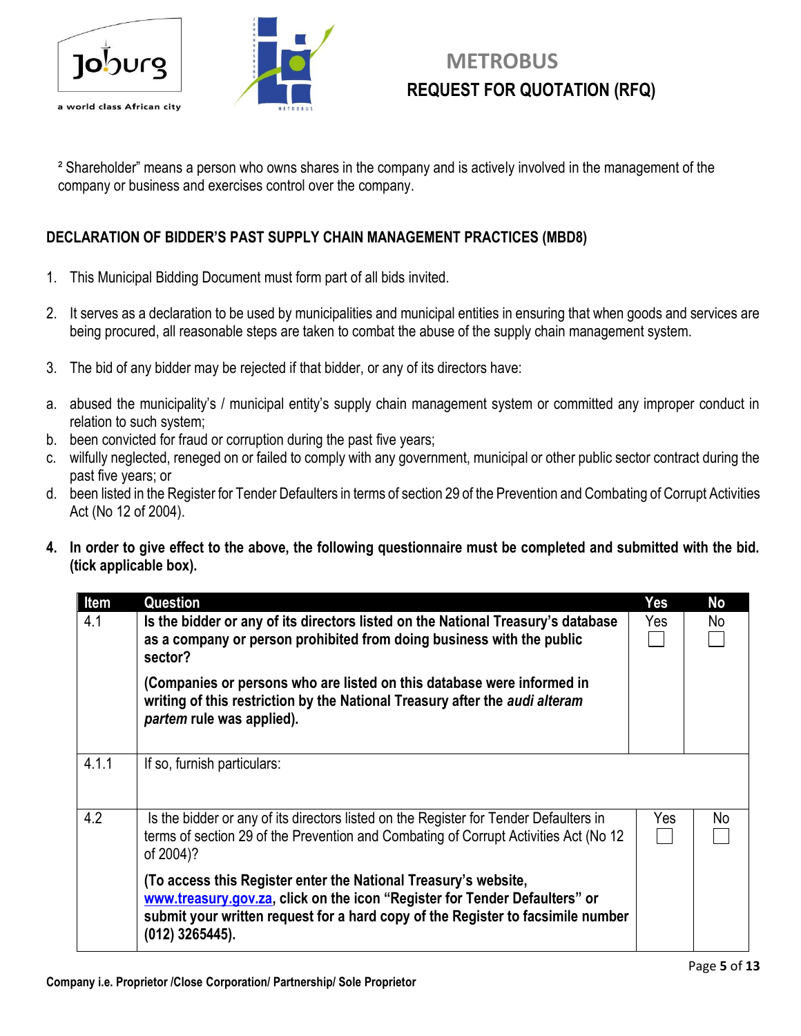² Shareholder" means a person who owns shares in the company and is actively involved in the management of the company or business and exercises control over the company.

## DECLARATION OF BIDDER'S PAST SUPPLY CHAIN MANAGEMENT PRACTICES (MBD8)

1. This Municipal Bidding Document must form part of all bids invited.

2. It serves as a declaration to be used by municipalities and municipal entities in ensuring that when goods and services are being procured, all reasonable steps are taken to combat the abuse of the supply chain management system.

3. The bid of any bidder may be rejected if that bidder, or any of its directors have:

a. abused the municipality's / municipal entity's supply chain management system or committed any improper conduct in relation to such system;
b. been convicted for fraud or corruption during the past five years;
c. wilfully neglected, reneged on or failed to comply with any government, municipal or other public sector contract during the past five years; or
d. been listed in the Register for Tender Defaulters in terms of section 29 of the Prevention and Combating of Corrupt Activities Act (No 12 of 2004).

4. **In order to give effect to the above, the following questionnaire must be completed and submitted with the bid. (tick applicable box).**

| Item | Question | Yes | No |
|---|---|---|---|
| 4.1 | **Is the bidder or any of its directors listed on the National Treasury's database as a company or person prohibited from doing business with the public sector?**<br><br>**(Companies or persons who are listed on this database were informed in writing of this restriction by the National Treasury after the *audi alteram partem* rule was applied).** | Yes ☐ | No ☐ |
| 4.1.1 | If so, furnish particulars: | | |
| 4.2 | Is the bidder or any of its directors listed on the Register for Tender Defaulters in terms of section 29 of the Prevention and Combating of Corrupt Activities Act (No 12 of 2004)?<br><br>**(To access this Register enter the National Treasury's website, www.treasury.gov.za, click on the icon "Register for Tender Defaulters" or submit your written request for a hard copy of the Register to facsimile number (012) 3265445).** | Yes ☐ | No ☐ |

**Company i.e. Proprietor /Close Corporation/ Partnership/ Sole Proprietor**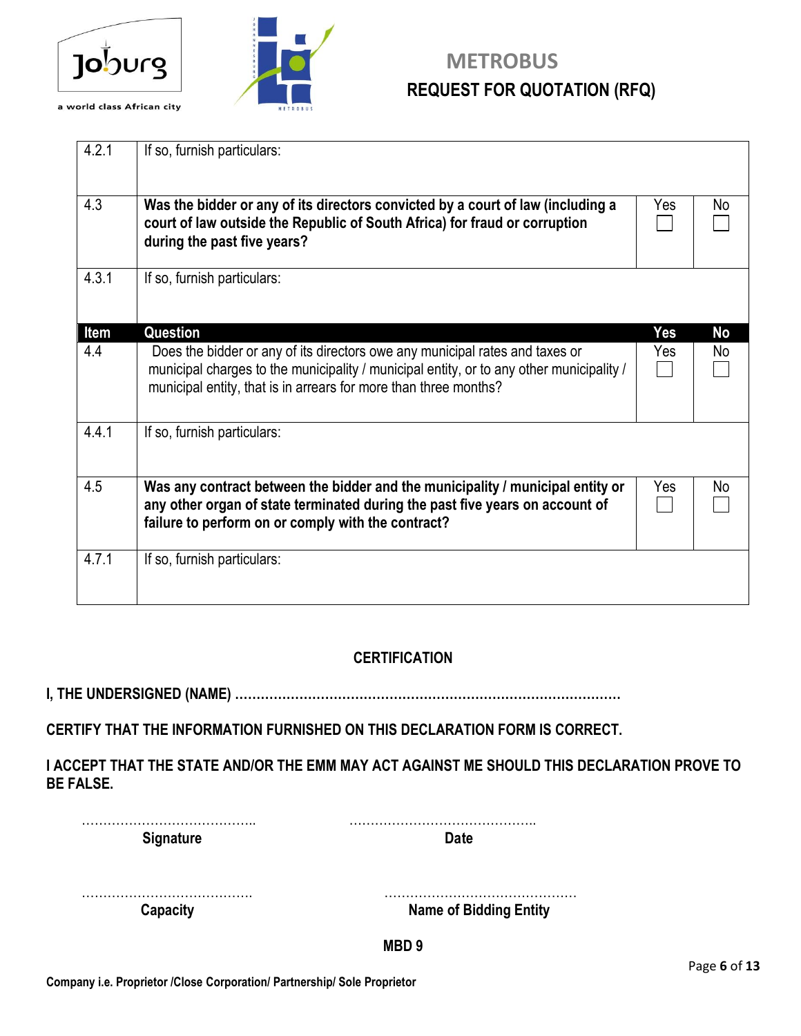| Item | Question | Yes | No |
|---|---|---|---|
| 4.2.1 | If so, furnish particulars: | | |
| 4.3 | **Was the bidder or any of its directors convicted by a court of law (including a court of law outside the Republic of South Africa) for fraud or corruption during the past five years?** | Yes ☐ | No ☐ |
| 4.3.1 | If so, furnish particulars: | | |
| **Item** | **Question** | **Yes** | **No** |
| 4.4 | Does the bidder or any of its directors owe any municipal rates and taxes or municipal charges to the municipality / municipal entity, or to any other municipality / municipal entity, that is in arrears for more than three months? | Yes ☐ | No ☐ |
| 4.4.1 | If so, furnish particulars: | | |
| 4.5 | **Was any contract between the bidder and the municipality / municipal entity or any other organ of state terminated during the past five years on account of failure to perform on or comply with the contract?** | Yes ☐ | No ☐ |
| 4.7.1 | If so, furnish particulars: | | |

**CERTIFICATION**

**I, THE UNDERSIGNED (NAME) ………………………………………………………………………………**

**CERTIFY THAT THE INFORMATION FURNISHED ON THIS DECLARATION FORM IS CORRECT.**

**I ACCEPT THAT THE STATE AND/OR THE EMM MAY ACT AGAINST ME SHOULD THIS DECLARATION PROVE TO BE FALSE.**

………………………………….. ……………………………………..
**Signature** **Date**

…………………………………. ……………………………………..
**Capacity** **Name of Bidding Entity**

**MBD 9**

**Company i.e. Proprietor /Close Corporation/ Partnership/ Sole Proprietor**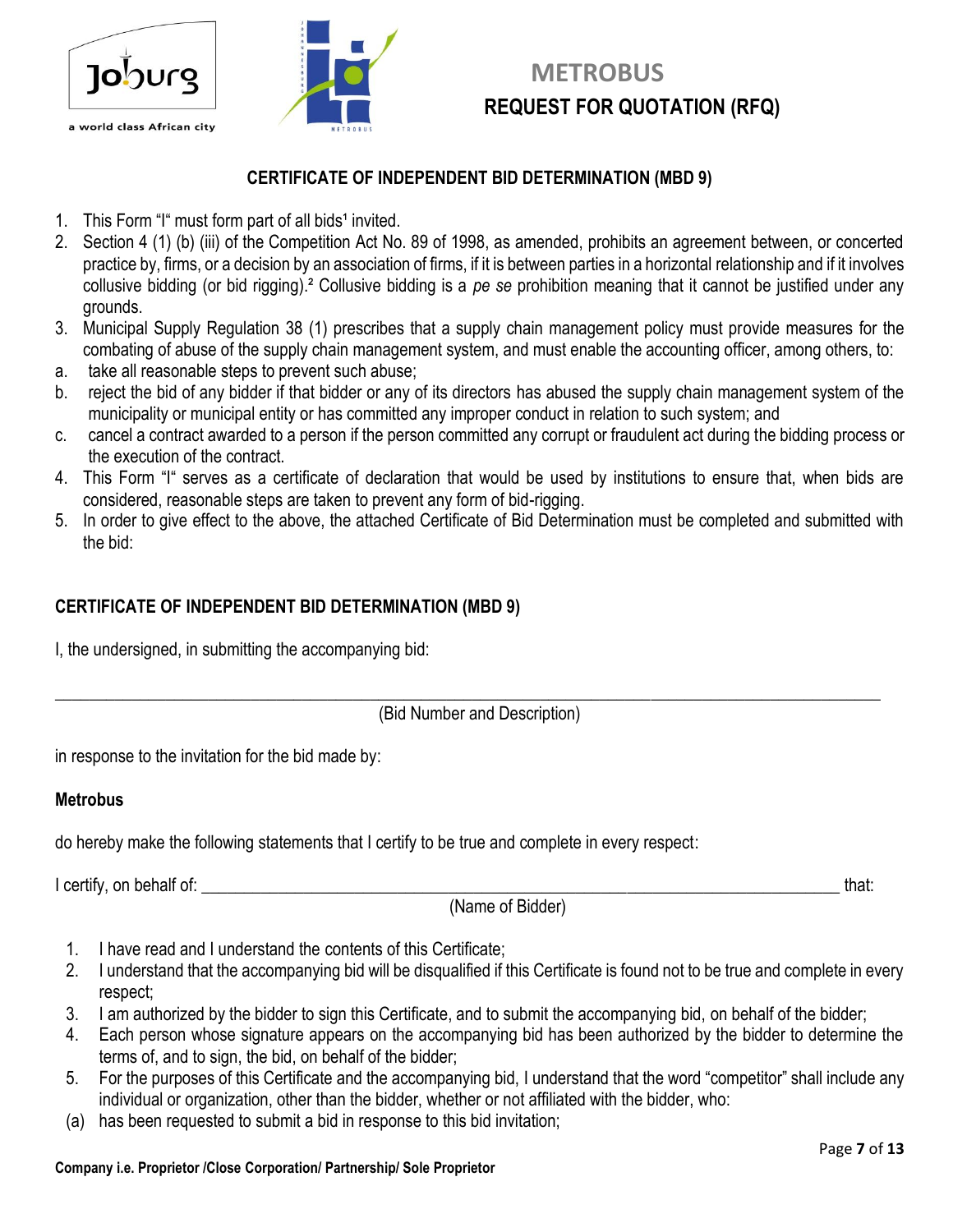# METROBUS

## REQUEST FOR QUOTATION (RFQ)

### CERTIFICATE OF INDEPENDENT BID DETERMINATION (MBD 9)

1. This Form "I" must form part of all bids[1] invited.
2. Section 4 (1) (b) (iii) of the Competition Act No. 89 of 1998, as amended, prohibits an agreement between, or concerted practice by, firms, or a decision by an association of firms, if it is between parties in a horizontal relationship and if it involves collusive bidding (or bid rigging).[2] Collusive bidding is a *pe se* prohibition meaning that it cannot be justified under any grounds.
3. Municipal Supply Regulation 38 (1) prescribes that a supply chain management policy must provide measures for the combating of abuse of the supply chain management system, and must enable the accounting officer, among others, to:
   a. take all reasonable steps to prevent such abuse;
   b. reject the bid of any bidder if that bidder or any of its directors has abused the supply chain management system of the municipality or municipal entity or has committed any improper conduct in relation to such system; and
   c. cancel a contract awarded to a person if the person committed any corrupt or fraudulent act during the bidding process or the execution of the contract.
4. This Form "I" serves as a certificate of declaration that would be used by institutions to ensure that, when bids are considered, reasonable steps are taken to prevent any form of bid-rigging.
5. In order to give effect to the above, the attached Certificate of Bid Determination must be completed and submitted with the bid:

### CERTIFICATE OF INDEPENDENT BID DETERMINATION (MBD 9)

I, the undersigned, in submitting the accompanying bid:

______________________________________________________________________________

(Bid Number and Description)

in response to the invitation for the bid made by:

**Metrobus**

do hereby make the following statements that I certify to be true and complete in every respect:

I certify, on behalf of: ______________________________________________________ that:

(Name of Bidder)

1. I have read and I understand the contents of this Certificate;
2. I understand that the accompanying bid will be disqualified if this Certificate is found not to be true and complete in every respect;
3. I am authorized by the bidder to sign this Certificate, and to submit the accompanying bid, on behalf of the bidder;
4. Each person whose signature appears on the accompanying bid has been authorized by the bidder to determine the terms of, and to sign, the bid, on behalf of the bidder;
5. For the purposes of this Certificate and the accompanying bid, I understand that the word "competitor" shall include any individual or organization, other than the bidder, whether or not affiliated with the bidder, who:

(a) has been requested to submit a bid in response to this bid invitation;

**Company i.e. Proprietor /Close Corporation/ Partnership/ Sole Proprietor**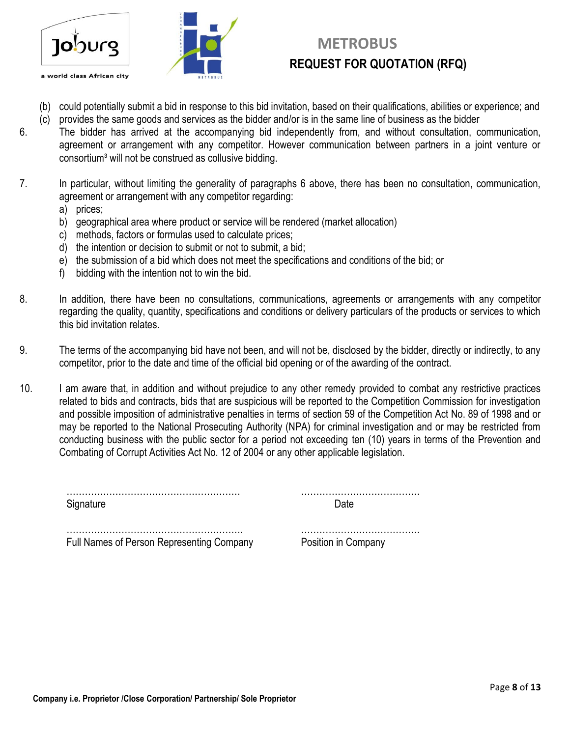(b) could potentially submit a bid in response to this bid invitation, based on their qualifications, abilities or experience; and

(c) provides the same goods and services as the bidder and/or is in the same line of business as the bidder

6. The bidder has arrived at the accompanying bid independently from, and without consultation, communication, agreement or arrangement with any competitor. However communication between partners in a joint venture or consortium[3] will not be construed as collusive bidding.

7. In particular, without limiting the generality of paragraphs 6 above, there has been no consultation, communication, agreement or arrangement with any competitor regarding:
   a) prices;
   b) geographical area where product or service will be rendered (market allocation)
   c) methods, factors or formulas used to calculate prices;
   d) the intention or decision to submit or not to submit, a bid;
   e) the submission of a bid which does not meet the specifications and conditions of the bid; or
   f) bidding with the intention not to win the bid.

8. In addition, there have been no consultations, communications, agreements or arrangements with any competitor regarding the quality, quantity, specifications and conditions or delivery particulars of the products or services to which this bid invitation relates.

9. The terms of the accompanying bid have not been, and will not be, disclosed by the bidder, directly or indirectly, to any competitor, prior to the date and time of the official bid opening or of the awarding of the contract.

10. I am aware that, in addition and without prejudice to any other remedy provided to combat any restrictive practices related to bids and contracts, bids that are suspicious will be reported to the Competition Commission for investigation and possible imposition of administrative penalties in terms of section 59 of the Competition Act No. 89 of 1998 and or may be reported to the National Prosecuting Authority (NPA) for criminal investigation and or may be restricted from conducting business with the public sector for a period not exceeding ten (10) years in terms of the Prevention and Combating of Corrupt Activities Act No. 12 of 2004 or any other applicable legislation.

………………………………………………… ………………………………
Signature Date

………………………………………………… ………………………………
Full Names of Person Representing Company Position in Company

**Company i.e. Proprietor /Close Corporation/ Partnership/ Sole Proprietor**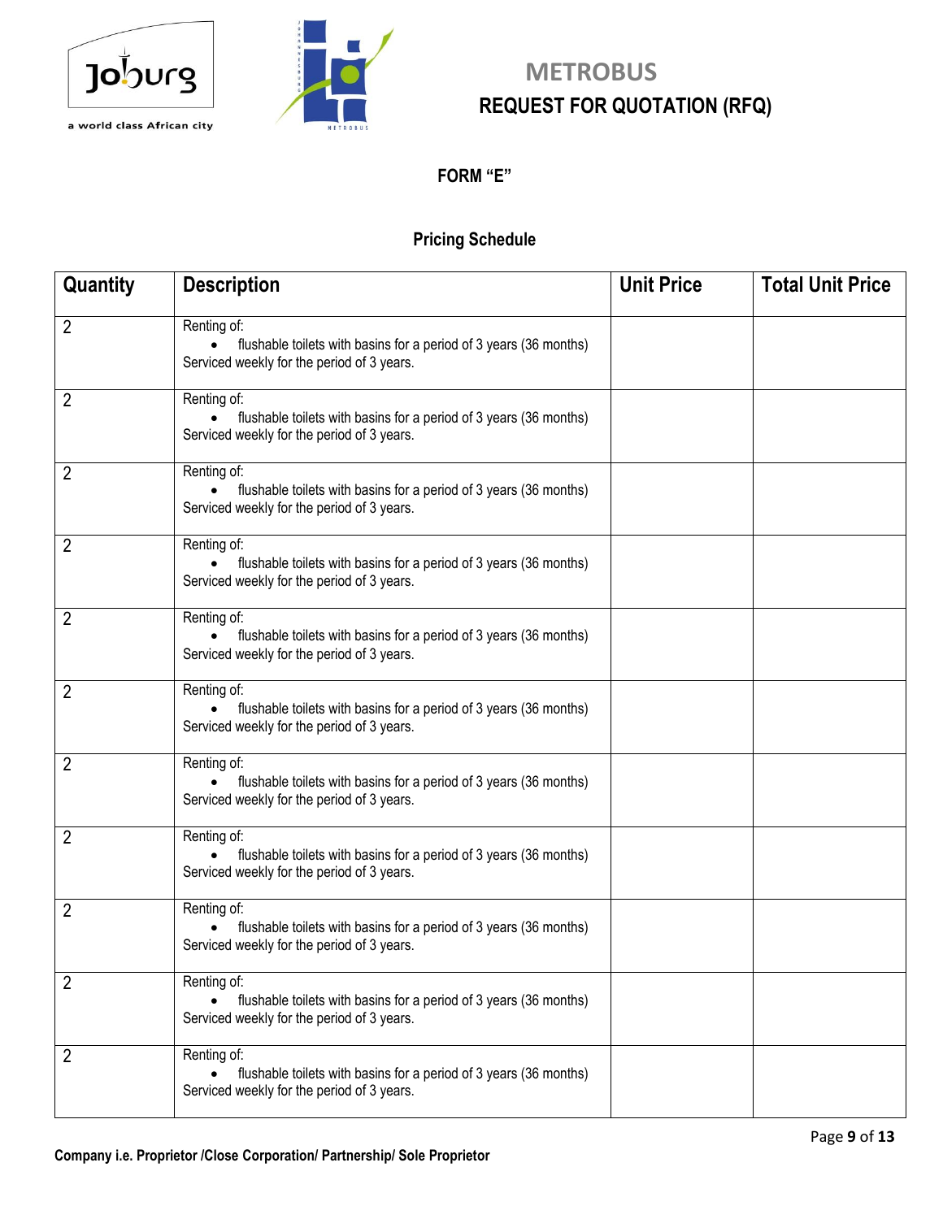# METROBUS
## REQUEST FOR QUOTATION (RFQ)

### FORM "E"

### Pricing Schedule

| Quantity | Description | Unit Price | Total Unit Price |
|---|---|---|---|
| 2 | Renting of: • flushable toilets with basins for a period of 3 years (36 months) Serviced weekly for the period of 3 years. | | |
| 2 | Renting of: • flushable toilets with basins for a period of 3 years (36 months) Serviced weekly for the period of 3 years. | | |
| 2 | Renting of: • flushable toilets with basins for a period of 3 years (36 months) Serviced weekly for the period of 3 years. | | |
| 2 | Renting of: • flushable toilets with basins for a period of 3 years (36 months) Serviced weekly for the period of 3 years. | | |
| 2 | Renting of: • flushable toilets with basins for a period of 3 years (36 months) Serviced weekly for the period of 3 years. | | |
| 2 | Renting of: • flushable toilets with basins for a period of 3 years (36 months) Serviced weekly for the period of 3 years. | | |
| 2 | Renting of: • flushable toilets with basins for a period of 3 years (36 months) Serviced weekly for the period of 3 years. | | |
| 2 | Renting of: • flushable toilets with basins for a period of 3 years (36 months) Serviced weekly for the period of 3 years. | | |
| 2 | Renting of: • flushable toilets with basins for a period of 3 years (36 months) Serviced weekly for the period of 3 years. | | |
| 2 | Renting of: • flushable toilets with basins for a period of 3 years (36 months) Serviced weekly for the period of 3 years. | | |
| 2 | Renting of: • flushable toilets with basins for a period of 3 years (36 months) Serviced weekly for the period of 3 years. | | |

**Company i.e. Proprietor /Close Corporation/ Partnership/ Sole Proprietor**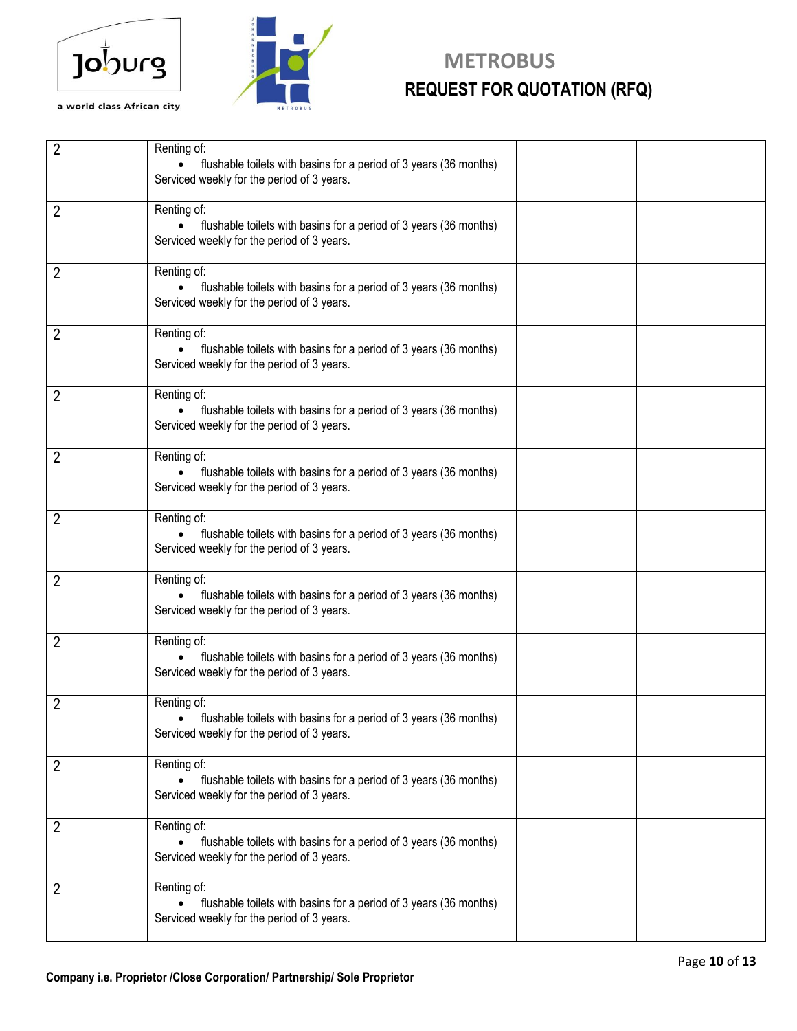# METROBUS

## REQUEST FOR QUOTATION (RFQ)

| | | | |
|---|---|---|---|
| 2 | Renting of:<br>• flushable toilets with basins for a period of 3 years (36 months)<br>Serviced weekly for the period of 3 years. | | |
| 2 | Renting of:<br>• flushable toilets with basins for a period of 3 years (36 months)<br>Serviced weekly for the period of 3 years. | | |
| 2 | Renting of:<br>• flushable toilets with basins for a period of 3 years (36 months)<br>Serviced weekly for the period of 3 years. | | |
| 2 | Renting of:<br>• flushable toilets with basins for a period of 3 years (36 months)<br>Serviced weekly for the period of 3 years. | | |
| 2 | Renting of:<br>• flushable toilets with basins for a period of 3 years (36 months)<br>Serviced weekly for the period of 3 years. | | |
| 2 | Renting of:<br>• flushable toilets with basins for a period of 3 years (36 months)<br>Serviced weekly for the period of 3 years. | | |
| 2 | Renting of:<br>• flushable toilets with basins for a period of 3 years (36 months)<br>Serviced weekly for the period of 3 years. | | |
| 2 | Renting of:<br>• flushable toilets with basins for a period of 3 years (36 months)<br>Serviced weekly for the period of 3 years. | | |
| 2 | Renting of:<br>• flushable toilets with basins for a period of 3 years (36 months)<br>Serviced weekly for the period of 3 years. | | |
| 2 | Renting of:<br>• flushable toilets with basins for a period of 3 years (36 months)<br>Serviced weekly for the period of 3 years. | | |
| 2 | Renting of:<br>• flushable toilets with basins for a period of 3 years (36 months)<br>Serviced weekly for the period of 3 years. | | |
| 2 | Renting of:<br>• flushable toilets with basins for a period of 3 years (36 months)<br>Serviced weekly for the period of 3 years. | | |
| 2 | Renting of:<br>• flushable toilets with basins for a period of 3 years (36 months)<br>Serviced weekly for the period of 3 years. | | |

**Company i.e. Proprietor /Close Corporation/ Partnership/ Sole Proprietor**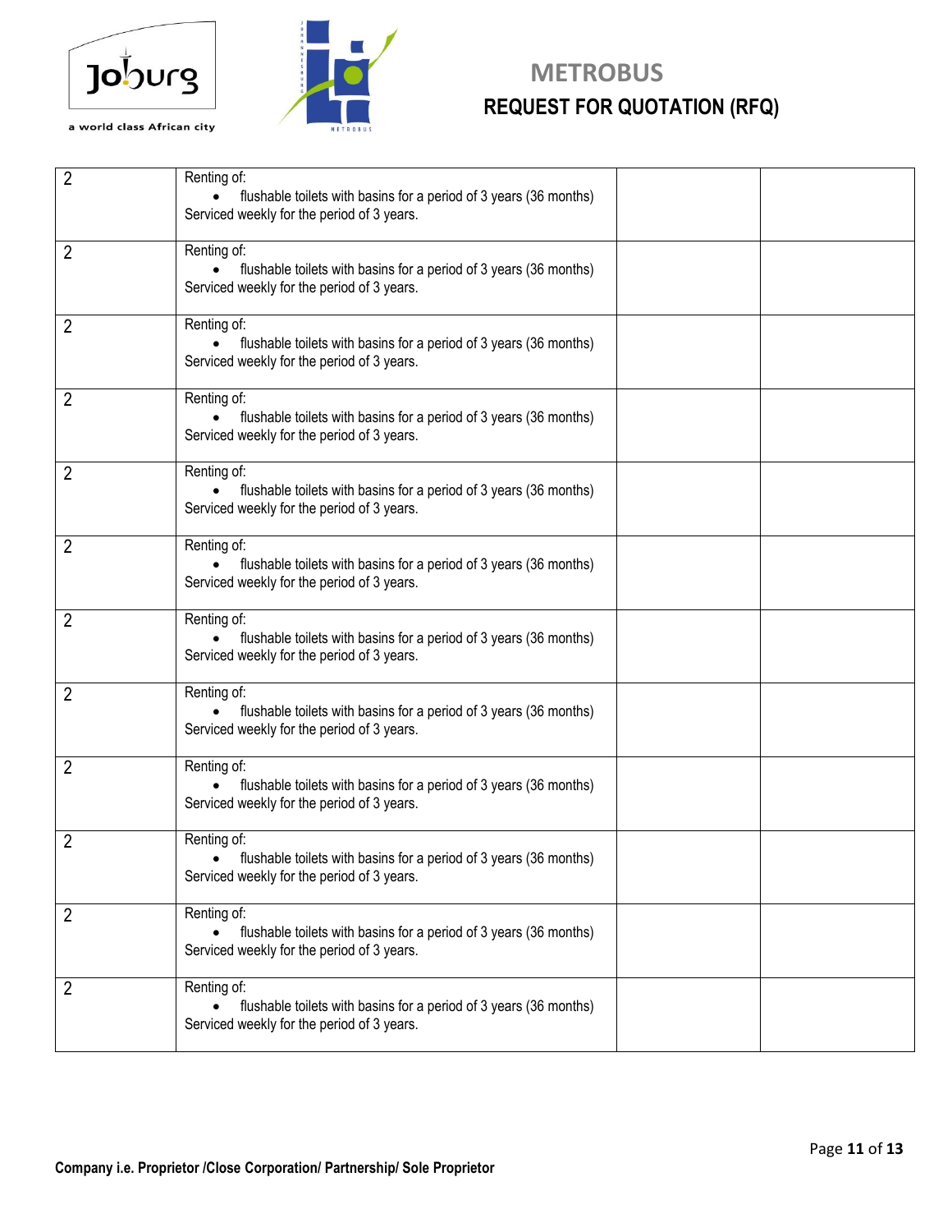| 2 | Renting of:<br>• flushable toilets with basins for a period of 3 years (36 months)<br>Serviced weekly for the period of 3 years. | | |
|---|---|---|---|
| 2 | Renting of:<br>• flushable toilets with basins for a period of 3 years (36 months)<br>Serviced weekly for the period of 3 years. | | |
| 2 | Renting of:<br>• flushable toilets with basins for a period of 3 years (36 months)<br>Serviced weekly for the period of 3 years. | | |
| 2 | Renting of:<br>• flushable toilets with basins for a period of 3 years (36 months)<br>Serviced weekly for the period of 3 years. | | |
| 2 | Renting of:<br>• flushable toilets with basins for a period of 3 years (36 months)<br>Serviced weekly for the period of 3 years. | | |
| 2 | Renting of:<br>• flushable toilets with basins for a period of 3 years (36 months)<br>Serviced weekly for the period of 3 years. | | |
| 2 | Renting of:<br>• flushable toilets with basins for a period of 3 years (36 months)<br>Serviced weekly for the period of 3 years. | | |
| 2 | Renting of:<br>• flushable toilets with basins for a period of 3 years (36 months)<br>Serviced weekly for the period of 3 years. | | |
| 2 | Renting of:<br>• flushable toilets with basins for a period of 3 years (36 months)<br>Serviced weekly for the period of 3 years. | | |
| 2 | Renting of:<br>• flushable toilets with basins for a period of 3 years (36 months)<br>Serviced weekly for the period of 3 years. | | |
| 2 | Renting of:<br>• flushable toilets with basins for a period of 3 years (36 months)<br>Serviced weekly for the period of 3 years. | | |
| 2 | Renting of:<br>• flushable toilets with basins for a period of 3 years (36 months)<br>Serviced weekly for the period of 3 years. | | |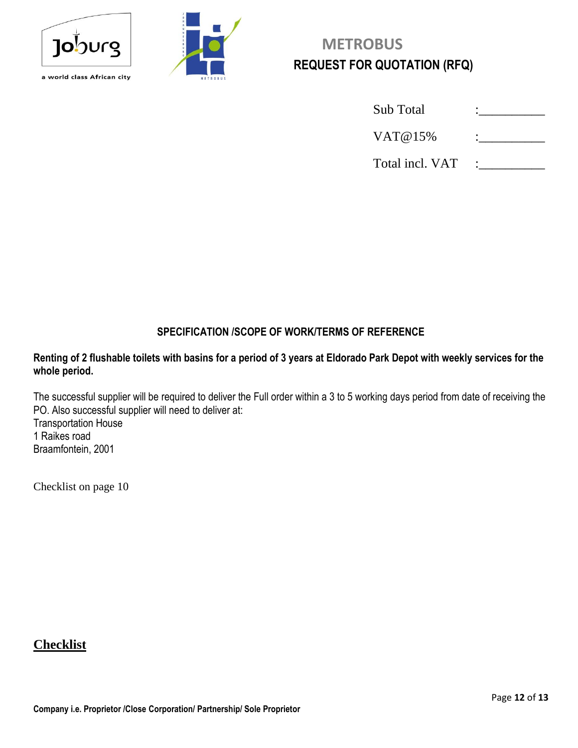# METROBUS
## REQUEST FOR QUOTATION (RFQ)

| | |
|---|---|
| Sub Total | :__________ |
| VAT@15% | :__________ |
| Total incl. VAT | :__________ |

### SPECIFICATION /SCOPE OF WORK/TERMS OF REFERENCE

**Renting of 2 flushable toilets with basins for a period of 3 years at Eldorado Park Depot with weekly services for the whole period.**

The successful supplier will be required to deliver the Full order within a 3 to 5 working days period from date of receiving the PO. Also successful supplier will need to deliver at:
Transportation House
1 Raikes road
Braamfontein, 2001

Checklist on page 10

## Checklist

**Company i.e. Proprietor /Close Corporation/ Partnership/ Sole Proprietor**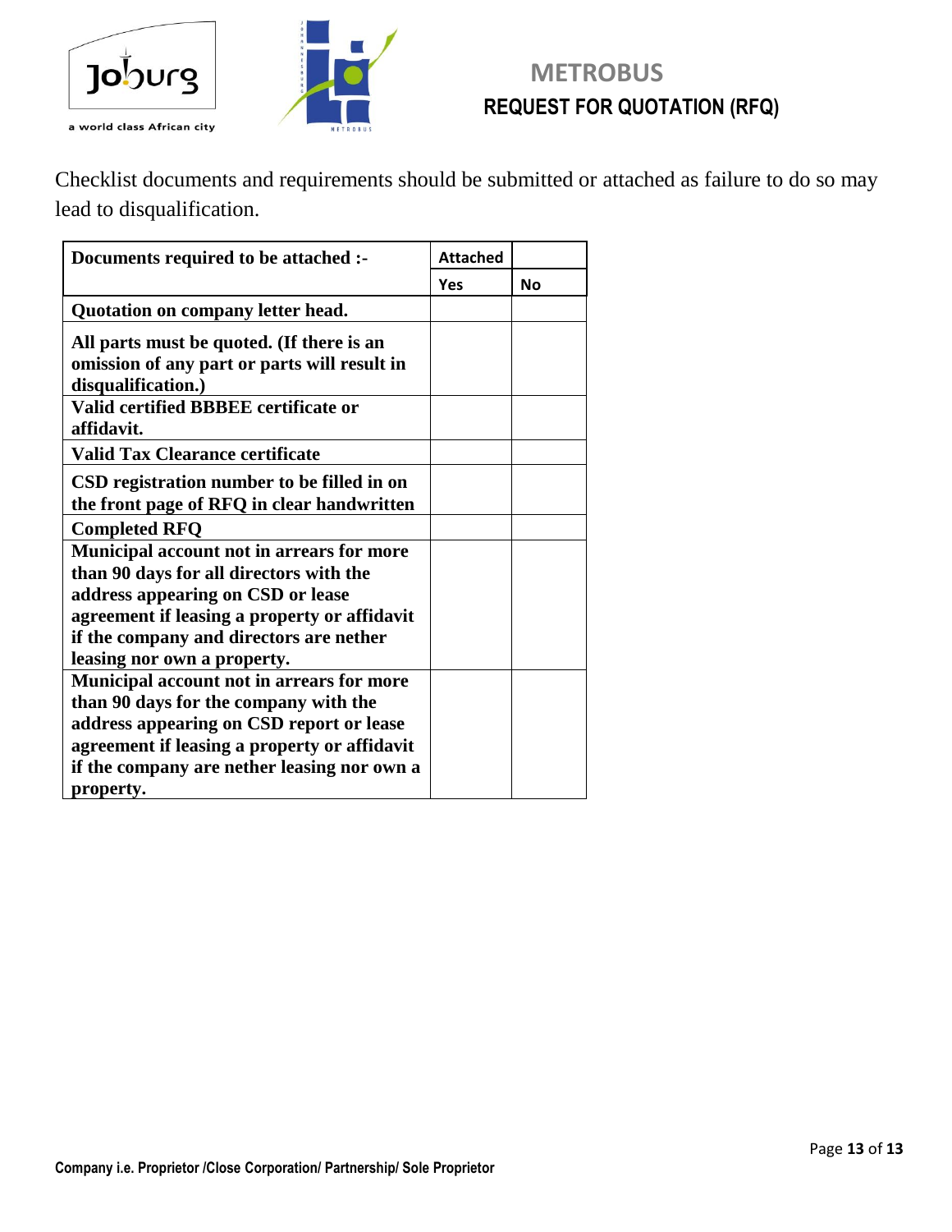# METROBUS

## REQUEST FOR QUOTATION (RFQ)

Checklist documents and requirements should be submitted or attached as failure to do so may lead to disqualification.

| Documents required to be attached :- | Attached | |
|---|---|---|
| | Yes | No |
| **Quotation on company letter head.** | | |
| **All parts must be quoted. (If there is an omission of any part or parts will result in disqualification.)** | | |
| **Valid certified BBBEE certificate or affidavit.** | | |
| **Valid Tax Clearance certificate** | | |
| **CSD registration number to be filled in on the front page of RFQ in clear handwritten** | | |
| **Completed RFQ** | | |
| **Municipal account not in arrears for more than 90 days for all directors with the address appearing on CSD or lease agreement if leasing a property or affidavit if the company and directors are nether leasing nor own a property.** | | |
| **Municipal account not in arrears for more than 90 days for the company with the address appearing on CSD report or lease agreement if leasing a property or affidavit if the company are nether leasing nor own a property.** | | |

**Company i.e. Proprietor /Close Corporation/ Partnership/ Sole Proprietor**